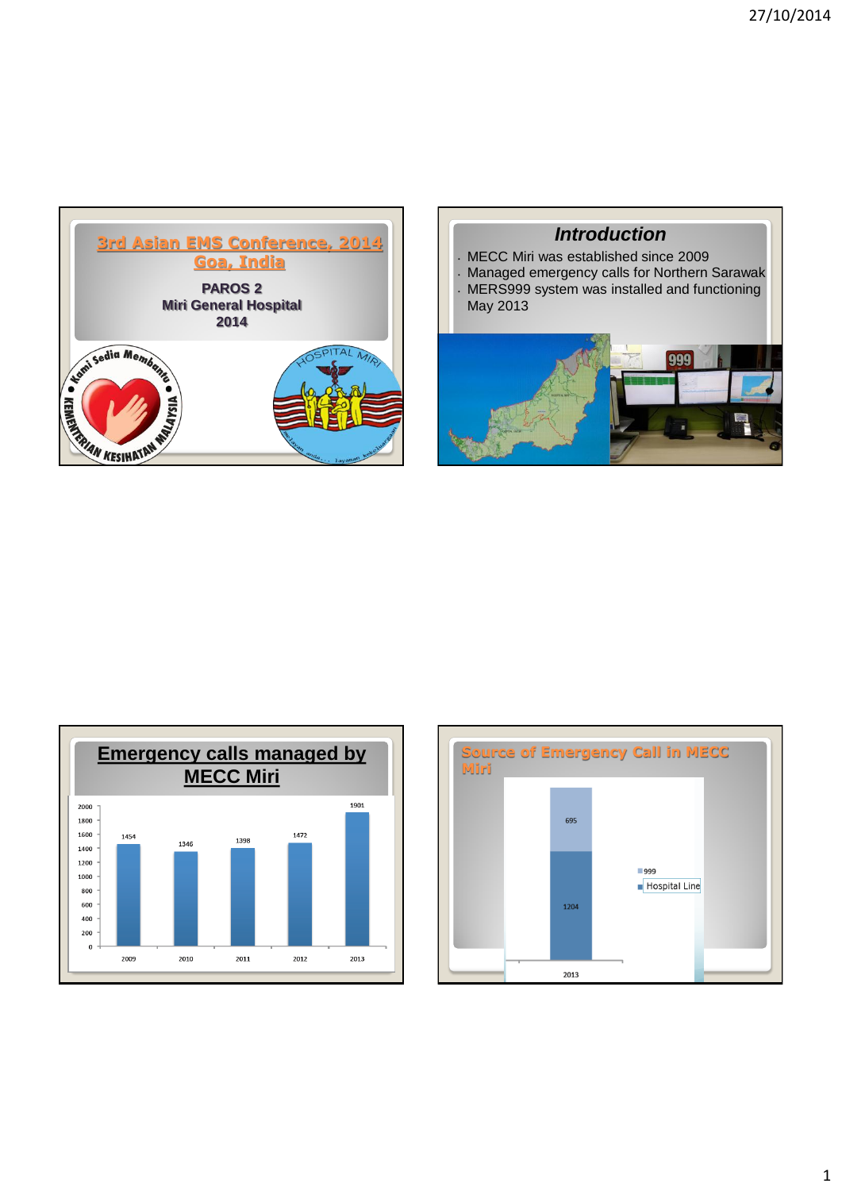# 3rd Asian EMS Conference, 2014 Goa, India

**PAROS 2**
**Miri General Hospital**
**2014**

## *Introduction*

- MECC Miri was established since 2009
- Managed emergency calls for Northern Sarawak
- MERS999 system was installed and functioning May 2013

## Emergency calls managed by MECC Miri

| Year | Calls |
|---|---|
| 2009 | 1454 |
| 2010 | 1346 |
| 2011 | 1398 |
| 2012 | 1472 |
| 2013 | 1901 |

## Source of Emergency Call in MECC Miri

| Source | 2013 |
|---|---|
| 999 | 695 |
| Hospital Line | 1204 |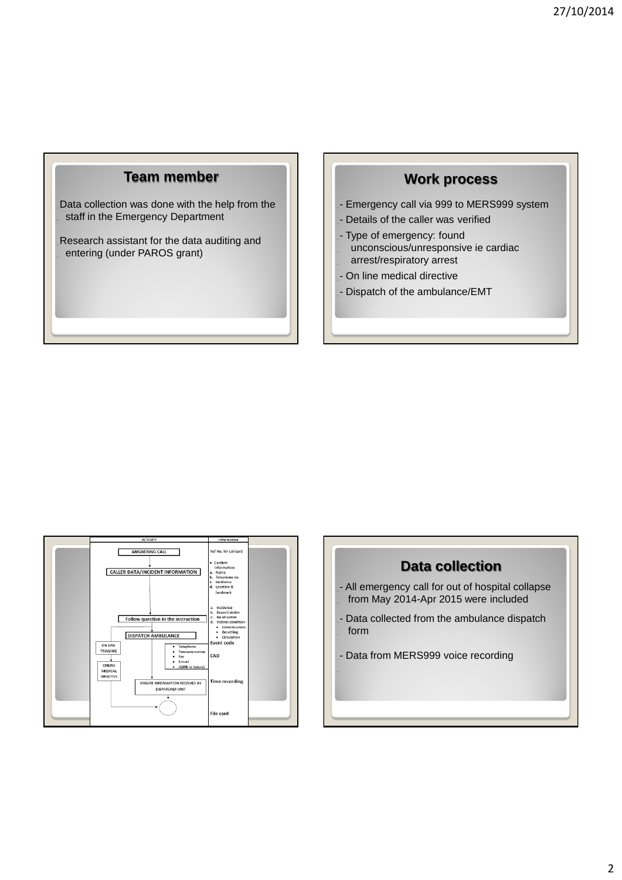## Team member

Data collection was done with the help from the staff in the Emergency Department

Research assistant for the data auditing and entering (under PAROS grant)

## Work process

- Emergency call via 999 to MERS999 system
- Details of the caller was verified
- Type of emergency: found unconscious/unresponsive ie cardiac arrest/respiratory arrest
- On line medical directive
- Dispatch of the ambulance/EMT

ACTIVITY

Information

ANSWERING CALL

Ref No. for call card

CALLER DATA/INCIDENT INFORMATION

- Confirm Information:
  a. Name
  b. Telephone no.
  c. Incidence
  d. Location & landmark

a. Incidence
b. Report/victim
c. No of victim
d. Victims condition
- Consciousness
- Breathing
- Circulation

Follow question in the instruction

DISPATCH AMBULANCE

Event code

ON LINE TRIAGING

ONLINE MEDICAL DIRECTIVE

- Telephone
- Two-way comm.
- Fax
- E-mail
- (GIRN in future)

CAD

ENSURE INFORMATION RECEIVED BY DISPATCHER UNIT

Time recording

File card

## Data collection

- All emergency call for out of hospital collapse from May 2014-Apr 2015 were included
- Data collected from the ambulance dispatch form
- Data from MERS999 voice recording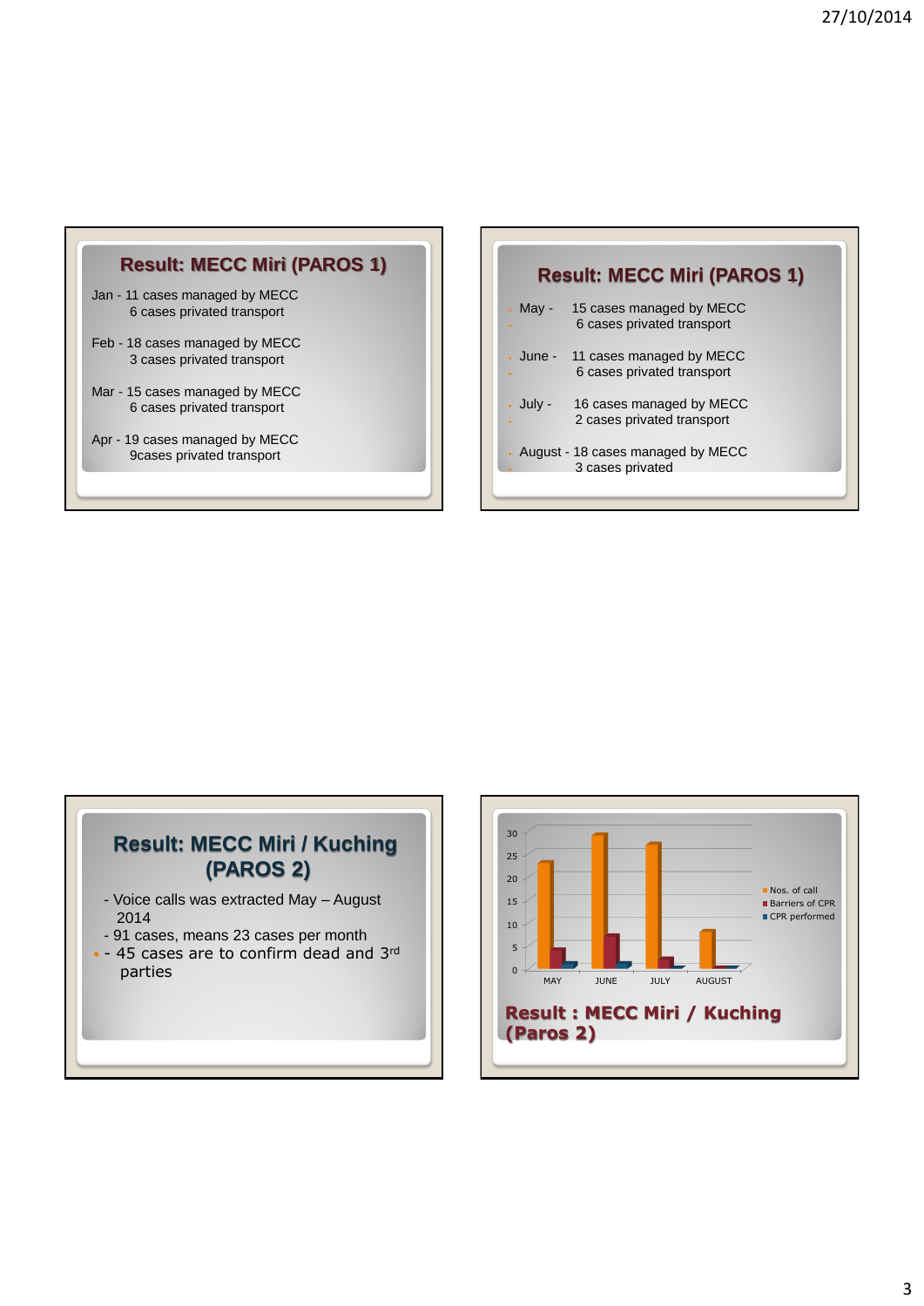## Result: MECC Miri (PAROS 1)

Jan - 11 cases managed by MECC
6 cases privated transport

Feb - 18 cases managed by MECC
3 cases privated transport

Mar - 15 cases managed by MECC
6 cases privated transport

Apr - 19 cases managed by MECC
9cases privated transport

## Result: MECC Miri (PAROS 1)

- May - 15 cases managed by MECC
  6 cases privated transport
- June - 11 cases managed by MECC
  6 cases privated transport
- July - 16 cases managed by MECC
  2 cases privated transport
- August - 18 cases managed by MECC
  3 cases privated

## Result: MECC Miri / Kuching (PAROS 2)

- Voice calls was extracted May – August 2014
- 91 cases, means 23 cases per month
- 45 cases are to confirm dead and 3rd parties

30
25
20
15
10
5
0

MAY JUNE JULY AUGUST

Nos. of call
Barriers of CPR
CPR performed

## Result : MECC Miri / Kuching (Paros 2)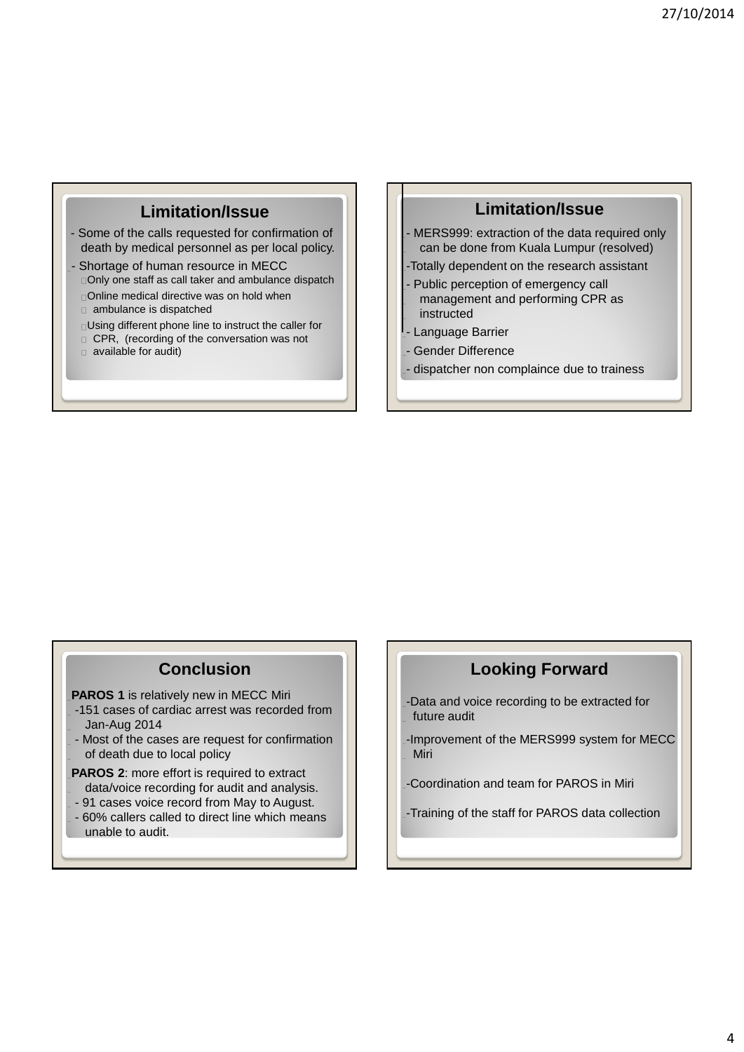## Limitation/Issue

- Some of the calls requested for confirmation of death by medical personnel as per local policy.
- Shortage of human resource in MECC
  - Only one staff as call taker and ambulance dispatch
  - Online medical directive was on hold when ambulance is dispatched
  - Using different phone line to instruct the caller for CPR, (recording of the conversation was not available for audit)

## Limitation/Issue

- MERS999: extraction of the data required only can be done from Kuala Lumpur (resolved)
- Totally dependent on the research assistant
- Public perception of emergency call management and performing CPR as instructed
- Language Barrier
- Gender Difference
- dispatcher non complaince due to trainess

## Conclusion

**PAROS 1** is relatively new in MECC Miri
- 151 cases of cardiac arrest was recorded from Jan-Aug 2014
- Most of the cases are request for confirmation of death due to local policy

**PAROS 2**: more effort is required to extract data/voice recording for audit and analysis.
- 91 cases voice record from May to August.
- 60% callers called to direct line which means unable to audit.

## Looking Forward

- Data and voice recording to be extracted for future audit
- Improvement of the MERS999 system for MECC Miri
- Coordination and team for PAROS in Miri
- Training of the staff for PAROS data collection